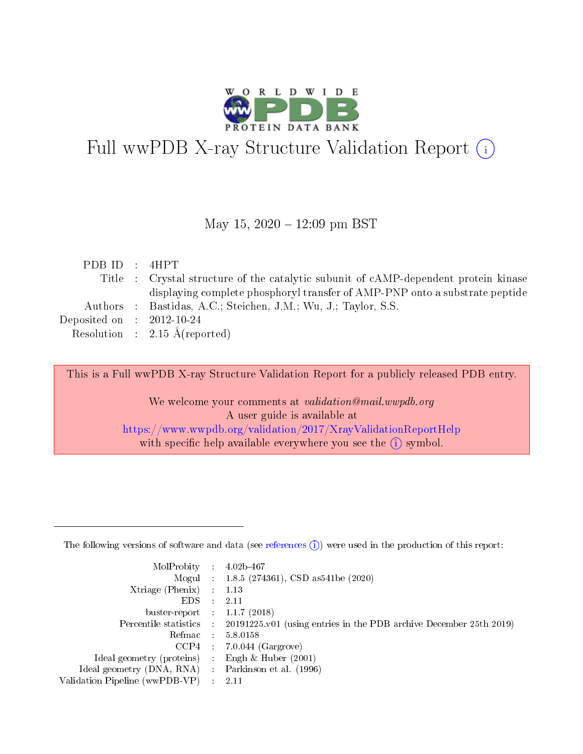# Full wwPDB X-ray Structure Validation Report (i)

May 15, 2020 – 12:09 pm BST

| | | |
|---|---|---|
| PDB ID | : | 4HPT |
| Title | : | Crystal structure of the catalytic subunit of cAMP-dependent protein kinase displaying complete phosphoryl transfer of AMP-PNP onto a substrate peptide |
| Authors | : | Bastidas, A.C.; Steichen, J.M.; Wu, J.; Taylor, S.S. |
| Deposited on | : | 2012-10-24 |
| Resolution | : | 2.15 Å(reported) |

This is a Full wwPDB X-ray Structure Validation Report for a publicly released PDB entry.

We welcome your comments at *validation@mail.wwpdb.org*
A user guide is available at
https://www.wwpdb.org/validation/2017/XrayValidationReportHelp
with specific help available everywhere you see the (i) symbol.

---

The following versions of software and data (see references (i)) were used in the production of this report:

| | | |
|---|---|---|
| MolProbity | : | 4.02b-467 |
| Mogul | : | 1.8.5 (274361), CSD as541be (2020) |
| Xtriage (Phenix) | : | 1.13 |
| EDS | : | 2.11 |
| buster-report | : | 1.1.7 (2018) |
| Percentile statistics | : | 20191225.v01 (using entries in the PDB archive December 25th 2019) |
| Refmac | : | 5.8.0158 |
| CCP4 | : | 7.0.044 (Gargrove) |
| Ideal geometry (proteins) | : | Engh & Huber (2001) |
| Ideal geometry (DNA, RNA) | : | Parkinson et al. (1996) |
| Validation Pipeline (wwPDB-VP) | : | 2.11 |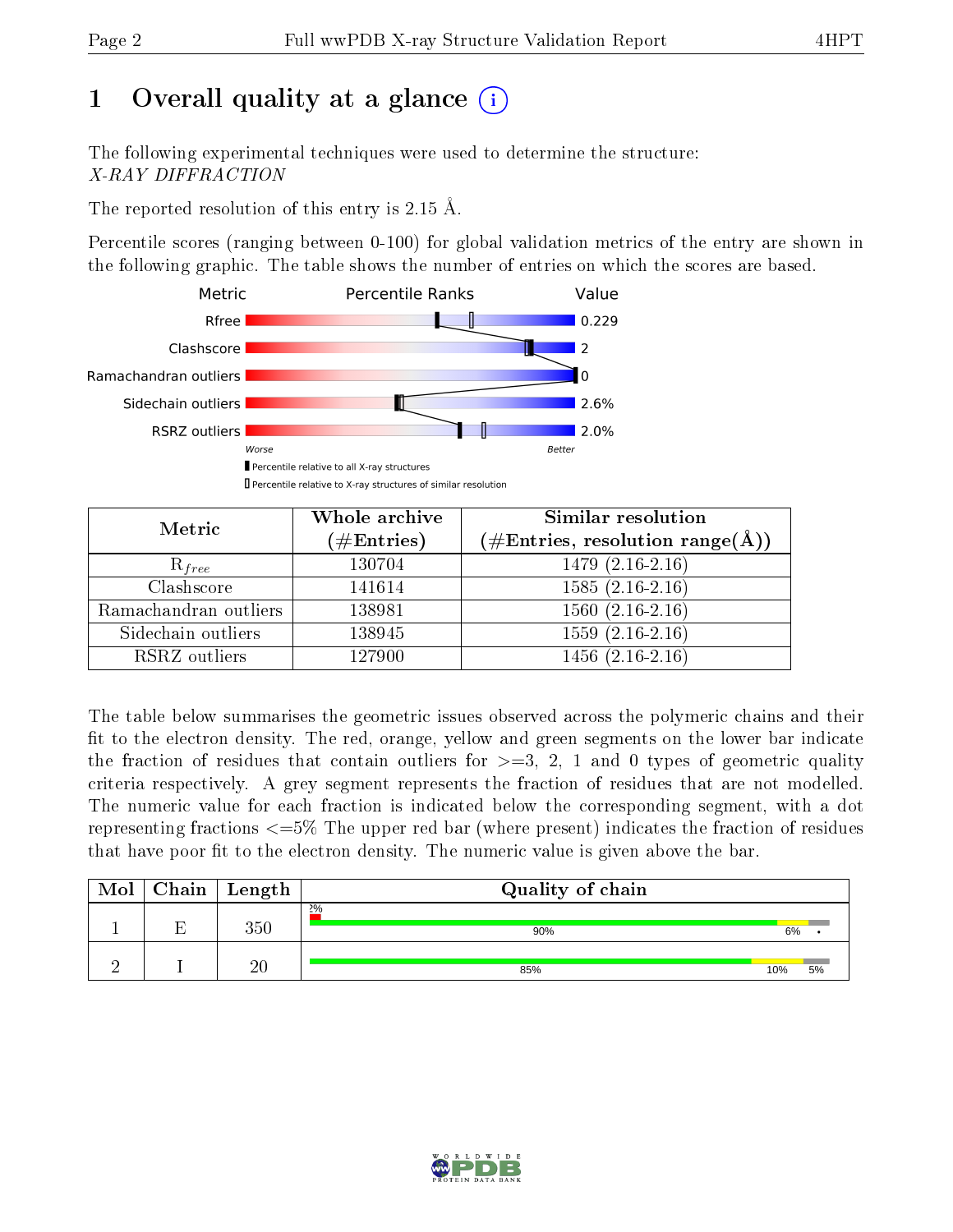# 1 Overall quality at a glance (i)

The following experimental techniques were used to determine the structure:
*X-RAY DIFFRACTION*

The reported resolution of this entry is 2.15 Å.

Percentile scores (ranging between 0-100) for global validation metrics of the entry are shown in the following graphic. The table shows the number of entries on which the scores are based.

| Metric | Value |
|---|---|
| Rfree | 0.229 |
| Clashscore | 2 |
| Ramachandran outliers | 0 |
| Sidechain outliers | 2.6% |
| RSRZ outliers | 2.0% |

Worse — Better

▮ Percentile relative to all X-ray structures
▯ Percentile relative to X-ray structures of similar resolution

| Metric | Whole archive (#Entries) | Similar resolution (#Entries, resolution range(Å)) |
|---|---|---|
| $R_{free}$ | 130704 | 1479 (2.16-2.16) |
| Clashscore | 141614 | 1585 (2.16-2.16) |
| Ramachandran outliers | 138981 | 1560 (2.16-2.16) |
| Sidechain outliers | 138945 | 1559 (2.16-2.16) |
| RSRZ outliers | 127900 | 1456 (2.16-2.16) |

The table below summarises the geometric issues observed across the polymeric chains and their fit to the electron density. The red, orange, yellow and green segments on the lower bar indicate the fraction of residues that contain outliers for >=3, 2, 1 and 0 types of geometric quality criteria respectively. A grey segment represents the fraction of residues that are not modelled. The numeric value for each fraction is indicated below the corresponding segment, with a dot representing fractions <=5% The upper red bar (where present) indicates the fraction of residues that have poor fit to the electron density. The numeric value is given above the bar.

| Mol | Chain | Length | Quality of chain |
|---|---|---|---|
| 1 | E | 350 | 2% (upper); 90%, 6%, • |
| 2 | I | 20 | 85%, 10%, 5% |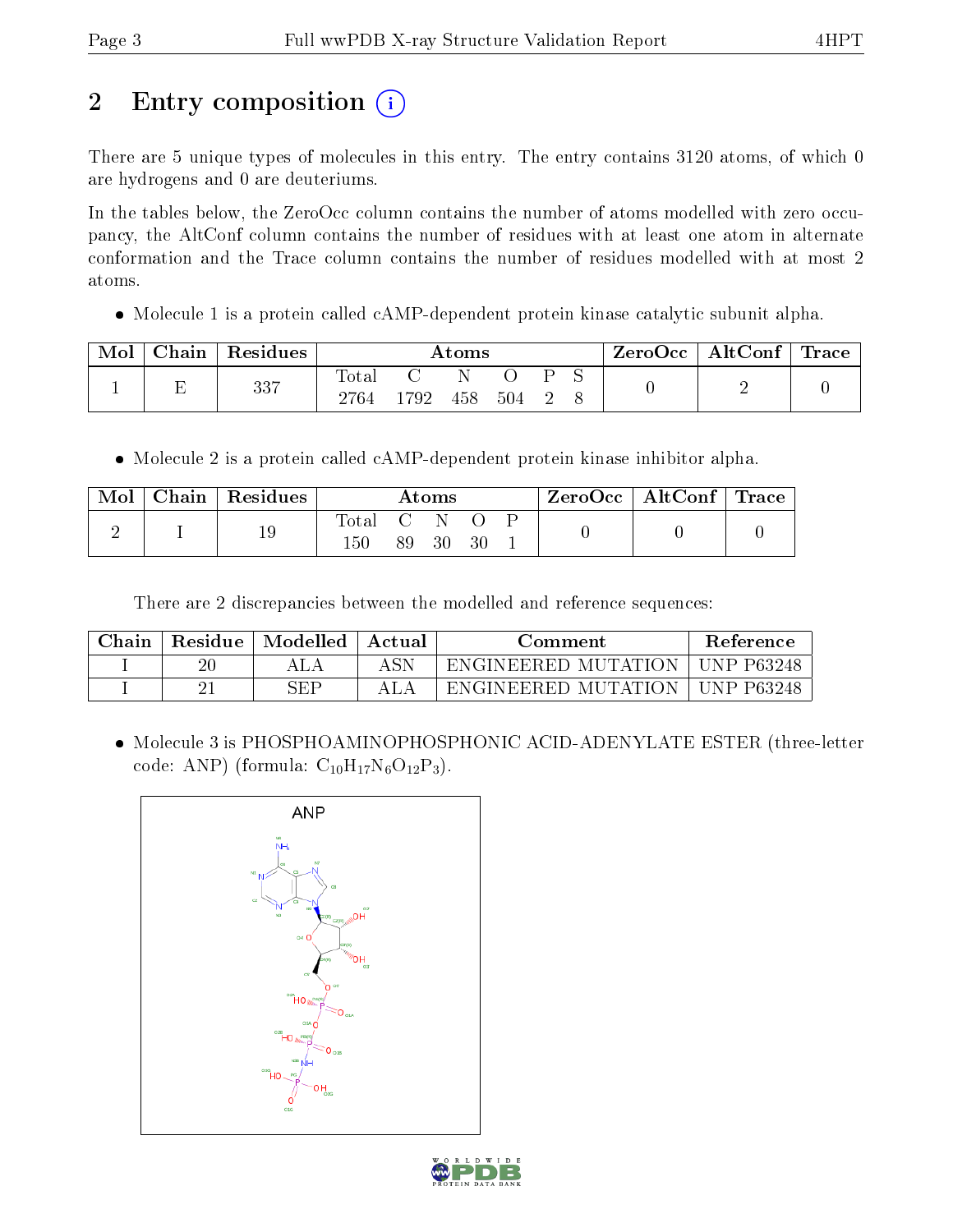# 2 Entry composition

There are 5 unique types of molecules in this entry. The entry contains 3120 atoms, of which 0 are hydrogens and 0 are deuteriums.

In the tables below, the ZeroOcc column contains the number of atoms modelled with zero occupancy, the AltConf column contains the number of residues with at least one atom in alternate conformation and the Trace column contains the number of residues modelled with at most 2 atoms.

- Molecule 1 is a protein called cAMP-dependent protein kinase catalytic subunit alpha.

| Mol | Chain | Residues | Atoms | | | | | | ZeroOcc | AltConf | Trace |
|---|---|---|---|---|---|---|---|---|---|---|---|
| 1 | E | 337 | Total 2764 | C 1792 | N 458 | O 504 | P 2 | S 8 | 0 | 2 | 0 |

- Molecule 2 is a protein called cAMP-dependent protein kinase inhibitor alpha.

| Mol | Chain | Residues | Atoms | | | | | ZeroOcc | AltConf | Trace |
|---|---|---|---|---|---|---|---|---|---|---|
| 2 | I | 19 | Total 150 | C 89 | N 30 | O 30 | P 1 | 0 | 0 | 0 |

There are 2 discrepancies between the modelled and reference sequences:

| Chain | Residue | Modelled | Actual | Comment | Reference |
|---|---|---|---|---|---|
| I | 20 | ALA | ASN | ENGINEERED MUTATION | UNP P63248 |
| I | 21 | SEP | ALA | ENGINEERED MUTATION | UNP P63248 |

- Molecule 3 is PHOSPHOAMINOPHOSPHONIC ACID-ADENYLATE ESTER (three-letter code: ANP) (formula: $C_{10}H_{17}N_6O_{12}P_3$).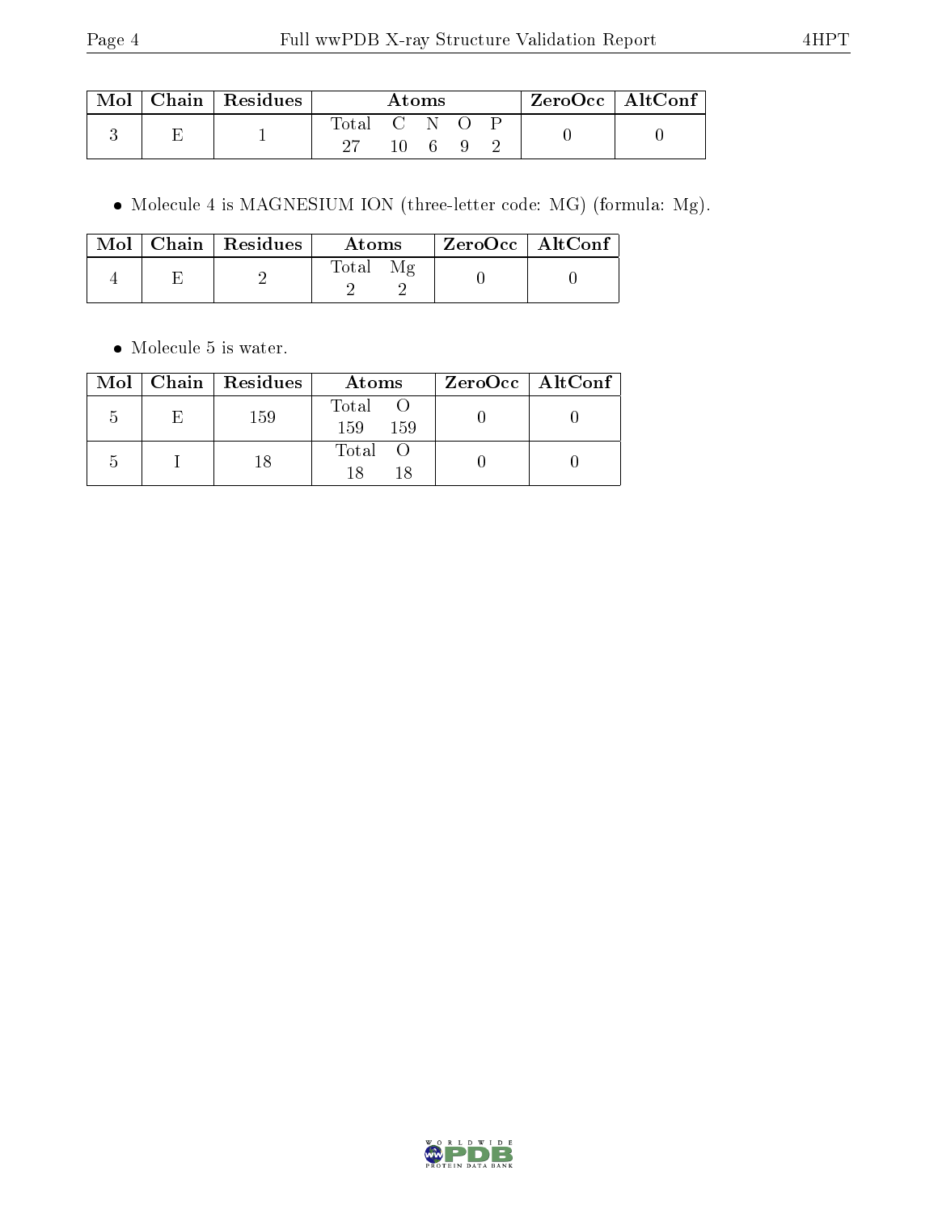| Mol | Chain | Residues | Atoms | | | | | ZeroOcc | AltConf |
|---|---|---|---|---|---|---|---|---|---|
| 3 | E | 1 | Total | C | N | O | P | 0 | 0 |
| | | | 27 | 10 | 6 | 9 | 2 | | |

- Molecule 4 is MAGNESIUM ION (three-letter code: MG) (formula: Mg).

| Mol | Chain | Residues | Atoms | | ZeroOcc | AltConf |
|---|---|---|---|---|---|---|
| 4 | E | 2 | Total | Mg | 0 | 0 |
| | | | 2 | 2 | | |

- Molecule 5 is water.

| Mol | Chain | Residues | Atoms | | ZeroOcc | AltConf |
|---|---|---|---|---|---|---|
| 5 | E | 159 | Total | O | 0 | 0 |
| | | | 159 | 159 | | |
| 5 | I | 18 | Total | O | 0 | 0 |
| | | | 18 | 18 | | |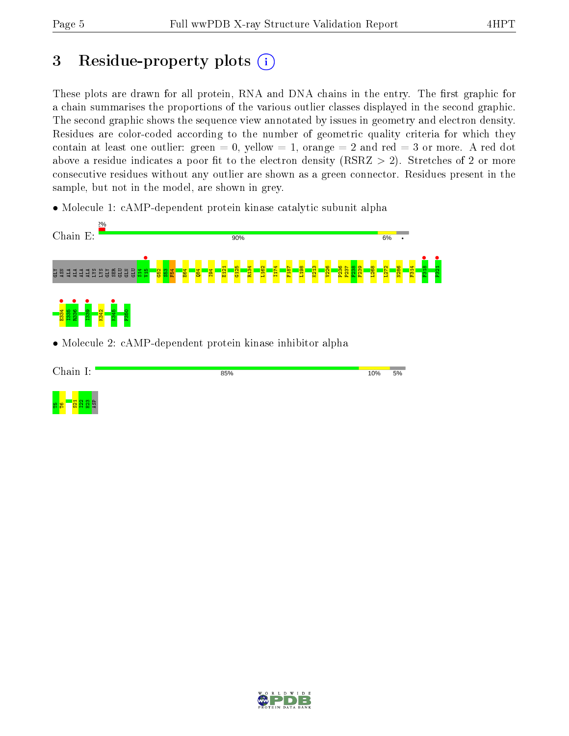# 3 Residue-property plots

These plots are drawn for all protein, RNA and DNA chains in the entry. The first graphic for a chain summarises the proportions of the various outlier classes displayed in the second graphic. The second graphic shows the sequence view annotated by issues in geometry and electron density. Residues are color-coded according to the number of geometric quality criteria for which they contain at least one outlier: green = 0, yellow = 1, orange = 2 and red = 3 or more. A red dot above a residue indicates a poor fit to the electron density (RSRZ > 2). Stretches of 2 or more consecutive residues without any outlier are shown as a green connector. Residues present in the sample, but not in the model, are shown in grey.

- Molecule 1: cAMP-dependent protein kinase catalytic subunit alpha

Chain E: 2% | 90% | 6% | •

GLY ASN ALA ALA ALA LYS LYS GLY SER GLU GLN GLU S14 V15 G52 S53 F54 E64 Q84 I94 E121 G125 R134 L162 I174 F187 L198 K213 V226 P236 P237 F238 F239 L268 L272 N286 F314 F318 P321 E334 I335 R336 I339 K342 K345 F350

- Molecule 2: cAMP-dependent protein kinase inhibitor alpha

Chain I: 85% | 10% | 5%

T5 T6 S21 I22 H23 ASP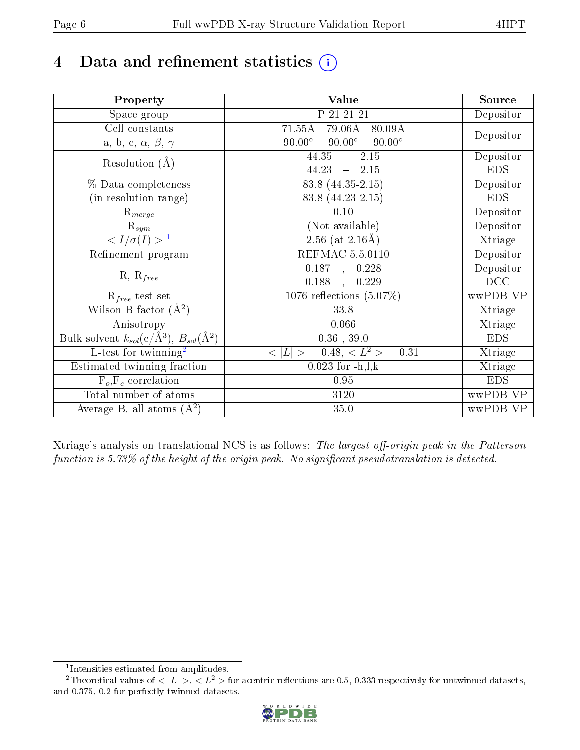# 4 Data and refinement statistics (i)

| Property | Value | Source |
|---|---|---|
| Space group | P 21 21 21 | Depositor |
| Cell constants<br>a, b, c, $\alpha$, $\beta$, $\gamma$ | 71.55Å 79.06Å 80.09Å<br>90.00° 90.00° 90.00° | Depositor |
| Resolution (Å) | 44.35 – 2.15<br>44.23 – 2.15 | Depositor<br>EDS |
| % Data completeness<br>(in resolution range) | 83.8 (44.35-2.15)<br>83.8 (44.23-2.15) | Depositor<br>EDS |
| $R_{merge}$ | 0.10 | Depositor |
| $R_{sym}$ | (Not available) | Depositor |
| $< I/\sigma(I) >$ [1] | 2.56 (at 2.16Å) | Xtriage |
| Refinement program | REFMAC 5.5.0110 | Depositor |
| R, $R_{free}$ | 0.187 , 0.228<br>0.188 , 0.229 | Depositor<br>DCC |
| $R_{free}$ test set | 1076 reflections (5.07%) | wwPDB-VP |
| Wilson B-factor (Å$^2$) | 33.8 | Xtriage |
| Anisotropy | 0.066 | Xtriage |
| Bulk solvent $k_{sol}$(e/Å$^3$), $B_{sol}$(Å$^2$) | 0.36 , 39.0 | EDS |
| L-test for twinning[2] | $< \|L\| >$ = 0.48, $< L^2 >$ = 0.31 | Xtriage |
| Estimated twinning fraction | 0.023 for -h,l,k | Xtriage |
| $F_o$,$F_c$ correlation | 0.95 | EDS |
| Total number of atoms | 3120 | wwPDB-VP |
| Average B, all atoms (Å$^2$) | 35.0 | wwPDB-VP |

Xtriage's analysis on translational NCS is as follows: *The largest off-origin peak in the Patterson function is 5.73% of the height of the origin peak. No significant pseudotranslation is detected.*

[1] Intensities estimated from amplitudes.

[2] Theoretical values of $< |L| >$, $< L^2 >$ for acentric reflections are 0.5, 0.333 respectively for untwinned datasets, and 0.375, 0.2 for perfectly twinned datasets.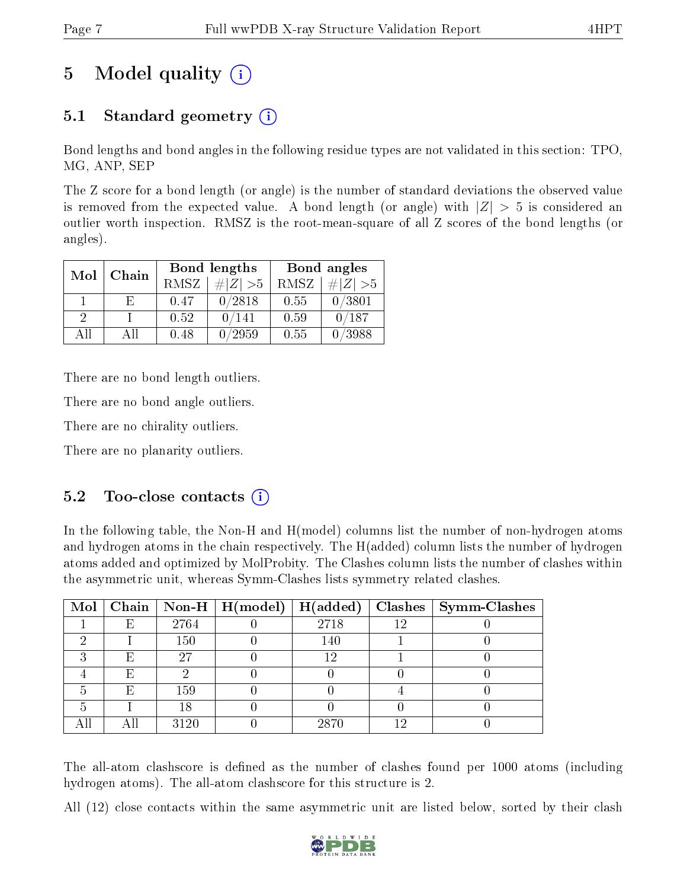# 5 Model quality

## 5.1 Standard geometry

Bond lengths and bond angles in the following residue types are not validated in this section: TPO, MG, ANP, SEP

The Z score for a bond length (or angle) is the number of standard deviations the observed value is removed from the expected value. A bond length (or angle) with $|Z| > 5$ is considered an outlier worth inspection. RMSZ is the root-mean-square of all Z scores of the bond lengths (or angles).

| Mol | Chain | Bond lengths | | Bond angles | |
|---|---|---|---|---|---|
| | | RMSZ | #\|Z\| >5 | RMSZ | #\|Z\| >5 |
| 1 | E | 0.47 | 0/2818 | 0.55 | 0/3801 |
| 2 | I | 0.52 | 0/141 | 0.59 | 0/187 |
| All | All | 0.48 | 0/2959 | 0.55 | 0/3988 |

There are no bond length outliers.

There are no bond angle outliers.

There are no chirality outliers.

There are no planarity outliers.

## 5.2 Too-close contacts

In the following table, the Non-H and H(model) columns list the number of non-hydrogen atoms and hydrogen atoms in the chain respectively. The H(added) column lists the number of hydrogen atoms added and optimized by MolProbity. The Clashes column lists the number of clashes within the asymmetric unit, whereas Symm-Clashes lists symmetry related clashes.

| Mol | Chain | Non-H | H(model) | H(added) | Clashes | Symm-Clashes |
|---|---|---|---|---|---|---|
| 1 | E | 2764 | 0 | 2718 | 12 | 0 |
| 2 | I | 150 | 0 | 140 | 1 | 0 |
| 3 | E | 27 | 0 | 12 | 1 | 0 |
| 4 | E | 2 | 0 | 0 | 0 | 0 |
| 5 | E | 159 | 0 | 0 | 4 | 0 |
| 5 | I | 18 | 0 | 0 | 0 | 0 |
| All | All | 3120 | 0 | 2870 | 12 | 0 |

The all-atom clashscore is defined as the number of clashes found per 1000 atoms (including hydrogen atoms). The all-atom clashscore for this structure is 2.

All (12) close contacts within the same asymmetric unit are listed below, sorted by their clash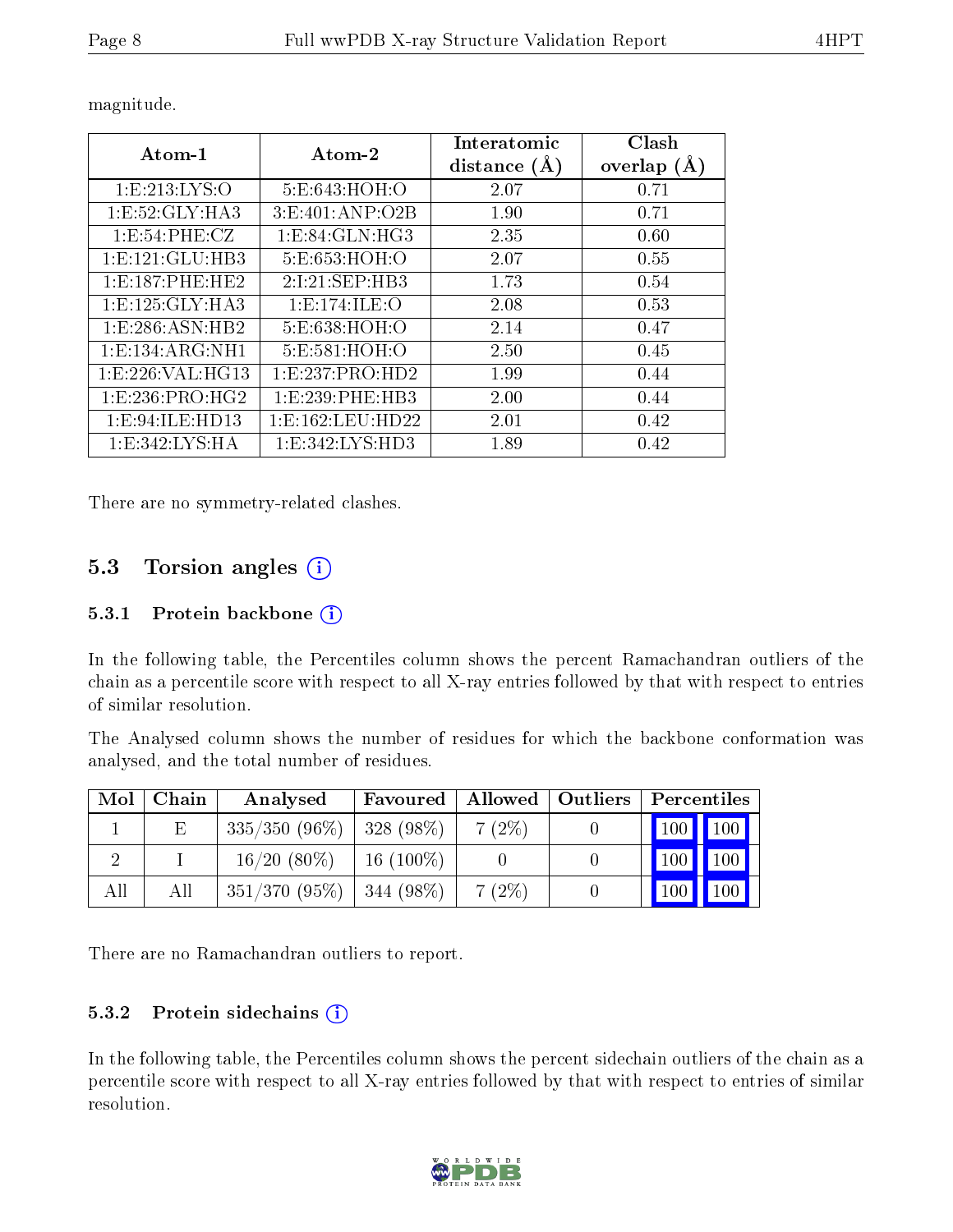magnitude.

| Atom-1 | Atom-2 | Interatomic distance (Å) | Clash overlap (Å) |
|---|---|---|---|
| 1:E:213:LYS:O | 5:E:643:HOH:O | 2.07 | 0.71 |
| 1:E:52:GLY:HA3 | 3:E:401:ANP:O2B | 1.90 | 0.71 |
| 1:E:54:PHE:CZ | 1:E:84:GLN:HG3 | 2.35 | 0.60 |
| 1:E:121:GLU:HB3 | 5:E:653:HOH:O | 2.07 | 0.55 |
| 1:E:187:PHE:HE2 | 2:I:21:SEP:HB3 | 1.73 | 0.54 |
| 1:E:125:GLY:HA3 | 1:E:174:ILE:O | 2.08 | 0.53 |
| 1:E:286:ASN:HB2 | 5:E:638:HOH:O | 2.14 | 0.47 |
| 1:E:134:ARG:NH1 | 5:E:581:HOH:O | 2.50 | 0.45 |
| 1:E:226:VAL:HG13 | 1:E:237:PRO:HD2 | 1.99 | 0.44 |
| 1:E:236:PRO:HG2 | 1:E:239:PHE:HB3 | 2.00 | 0.44 |
| 1:E:94:ILE:HD13 | 1:E:162:LEU:HD22 | 2.01 | 0.42 |
| 1:E:342:LYS:HA | 1:E:342:LYS:HD3 | 1.89 | 0.42 |

There are no symmetry-related clashes.

## 5.3 Torsion angles

### 5.3.1 Protein backbone

In the following table, the Percentiles column shows the percent Ramachandran outliers of the chain as a percentile score with respect to all X-ray entries followed by that with respect to entries of similar resolution.

The Analysed column shows the number of residues for which the backbone conformation was analysed, and the total number of residues.

| Mol | Chain | Analysed | Favoured | Allowed | Outliers | Percentiles | |
|---|---|---|---|---|---|---|---|
| 1 | E | 335/350 (96%) | 328 (98%) | 7 (2%) | 0 | 100 | 100 |
| 2 | I | 16/20 (80%) | 16 (100%) | 0 | 0 | 100 | 100 |
| All | All | 351/370 (95%) | 344 (98%) | 7 (2%) | 0 | 100 | 100 |

There are no Ramachandran outliers to report.

### 5.3.2 Protein sidechains

In the following table, the Percentiles column shows the percent sidechain outliers of the chain as a percentile score with respect to all X-ray entries followed by that with respect to entries of similar resolution.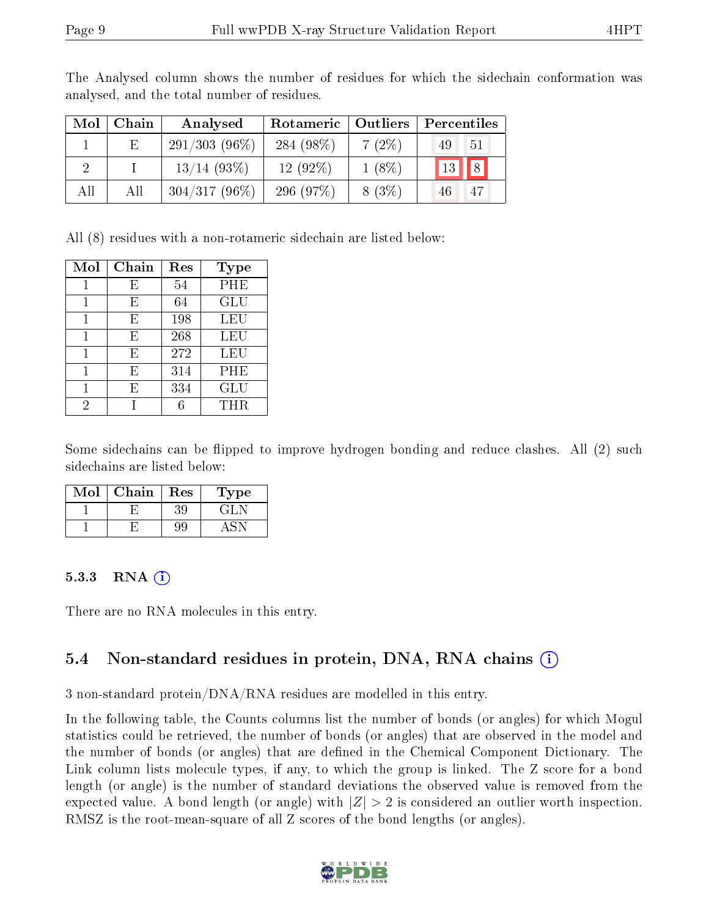The Analysed column shows the number of residues for which the sidechain conformation was analysed, and the total number of residues.

| Mol | Chain | Analysed | Rotameric | Outliers | Percentiles | |
|---|---|---|---|---|---|---|
| 1 | E | 291/303 (96%) | 284 (98%) | 7 (2%) | 49 | 51 |
| 2 | I | 13/14 (93%) | 12 (92%) | 1 (8%) | 13 | 8 |
| All | All | 304/317 (96%) | 296 (97%) | 8 (3%) | 46 | 47 |

All (8) residues with a non-rotameric sidechain are listed below:

| Mol | Chain | Res | Type |
|---|---|---|---|
| 1 | E | 54 | PHE |
| 1 | E | 64 | GLU |
| 1 | E | 198 | LEU |
| 1 | E | 268 | LEU |
| 1 | E | 272 | LEU |
| 1 | E | 314 | PHE |
| 1 | E | 334 | GLU |
| 2 | I | 6 | THR |

Some sidechains can be flipped to improve hydrogen bonding and reduce clashes. All (2) such sidechains are listed below:

| Mol | Chain | Res | Type |
|---|---|---|---|
| 1 | E | 39 | GLN |
| 1 | E | 99 | ASN |

### 5.3.3 RNA

There are no RNA molecules in this entry.

## 5.4 Non-standard residues in protein, DNA, RNA chains

3 non-standard protein/DNA/RNA residues are modelled in this entry.

In the following table, the Counts columns list the number of bonds (or angles) for which Mogul statistics could be retrieved, the number of bonds (or angles) that are observed in the model and the number of bonds (or angles) that are defined in the Chemical Component Dictionary. The Link column lists molecule types, if any, to which the group is linked. The Z score for a bond length (or angle) is the number of standard deviations the observed value is removed from the expected value. A bond length (or angle) with $|Z| > 2$ is considered an outlier worth inspection. RMSZ is the root-mean-square of all Z scores of the bond lengths (or angles).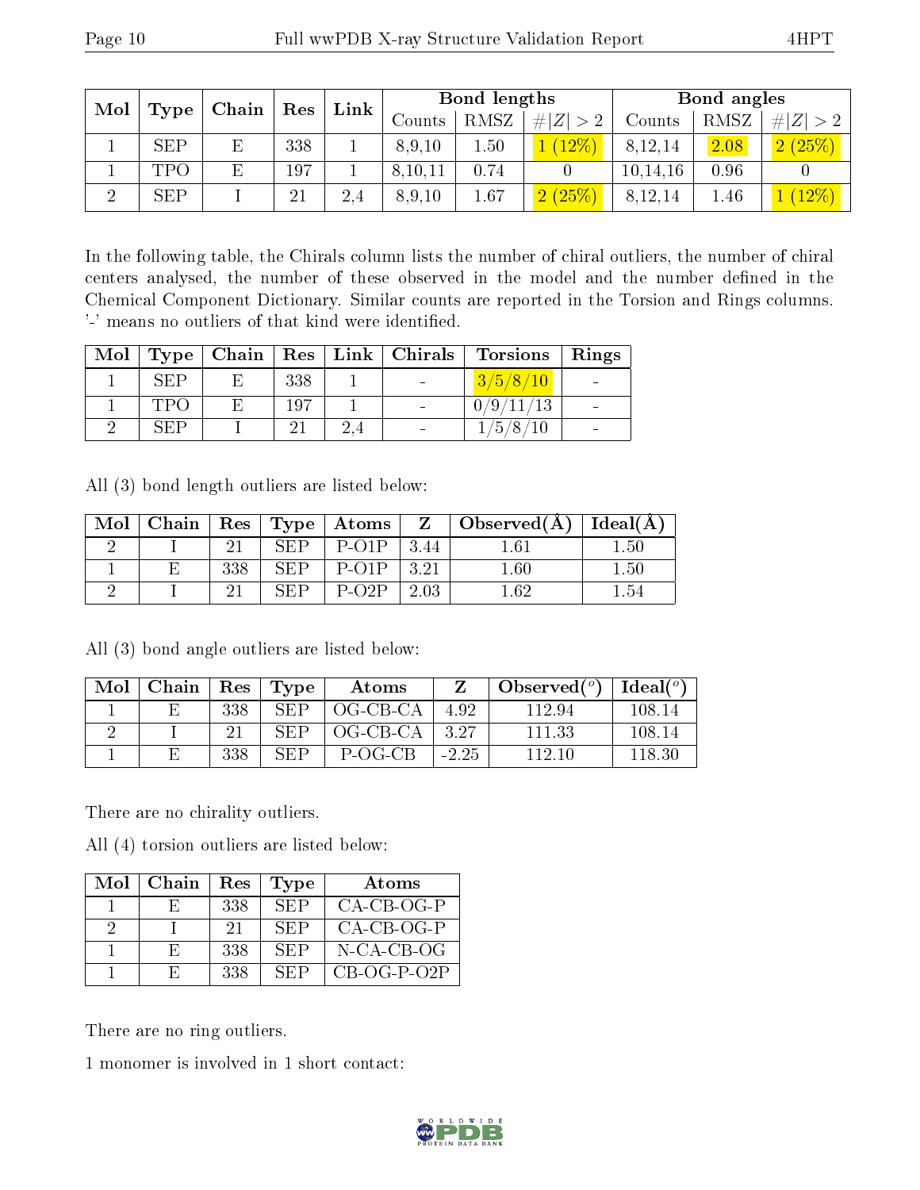| Mol | Type | Chain | Res | Link | Bond lengths | | | Bond angles | | |
|---|---|---|---|---|---|---|---|---|---|---|
| | | | | | Counts | RMSZ | #\|Z\| > 2 | Counts | RMSZ | #\|Z\| > 2 |
| 1 | SEP | E | 338 | 1 | 8,9,10 | 1.50 | 1 (12%) | 8,12,14 | 2.08 | 2 (25%) |
| 1 | TPO | E | 197 | 1 | 8,10,11 | 0.74 | 0 | 10,14,16 | 0.96 | 0 |
| 2 | SEP | I | 21 | 2,4 | 8,9,10 | 1.67 | 2 (25%) | 8,12,14 | 1.46 | 1 (12%) |

In the following table, the Chirals column lists the number of chiral outliers, the number of chiral centers analysed, the number of these observed in the model and the number defined in the Chemical Component Dictionary. Similar counts are reported in the Torsion and Rings columns. '-' means no outliers of that kind were identified.

| Mol | Type | Chain | Res | Link | Chirals | Torsions | Rings |
|---|---|---|---|---|---|---|---|
| 1 | SEP | E | 338 | 1 | - | 3/5/8/10 | - |
| 1 | TPO | E | 197 | 1 | - | 0/9/11/13 | - |
| 2 | SEP | I | 21 | 2,4 | - | 1/5/8/10 | - |

All (3) bond length outliers are listed below:

| Mol | Chain | Res | Type | Atoms | Z | Observed(Å) | Ideal(Å) |
|---|---|---|---|---|---|---|---|
| 2 | I | 21 | SEP | P-O1P | 3.44 | 1.61 | 1.50 |
| 1 | E | 338 | SEP | P-O1P | 3.21 | 1.60 | 1.50 |
| 2 | I | 21 | SEP | P-O2P | 2.03 | 1.62 | 1.54 |

All (3) bond angle outliers are listed below:

| Mol | Chain | Res | Type | Atoms | Z | Observed(°) | Ideal(°) |
|---|---|---|---|---|---|---|---|
| 1 | E | 338 | SEP | OG-CB-CA | 4.92 | 112.94 | 108.14 |
| 2 | I | 21 | SEP | OG-CB-CA | 3.27 | 111.33 | 108.14 |
| 1 | E | 338 | SEP | P-OG-CB | -2.25 | 112.10 | 118.30 |

There are no chirality outliers.

All (4) torsion outliers are listed below:

| Mol | Chain | Res | Type | Atoms |
|---|---|---|---|---|
| 1 | E | 338 | SEP | CA-CB-OG-P |
| 2 | I | 21 | SEP | CA-CB-OG-P |
| 1 | E | 338 | SEP | N-CA-CB-OG |
| 1 | E | 338 | SEP | CB-OG-P-O2P |

There are no ring outliers.

1 monomer is involved in 1 short contact: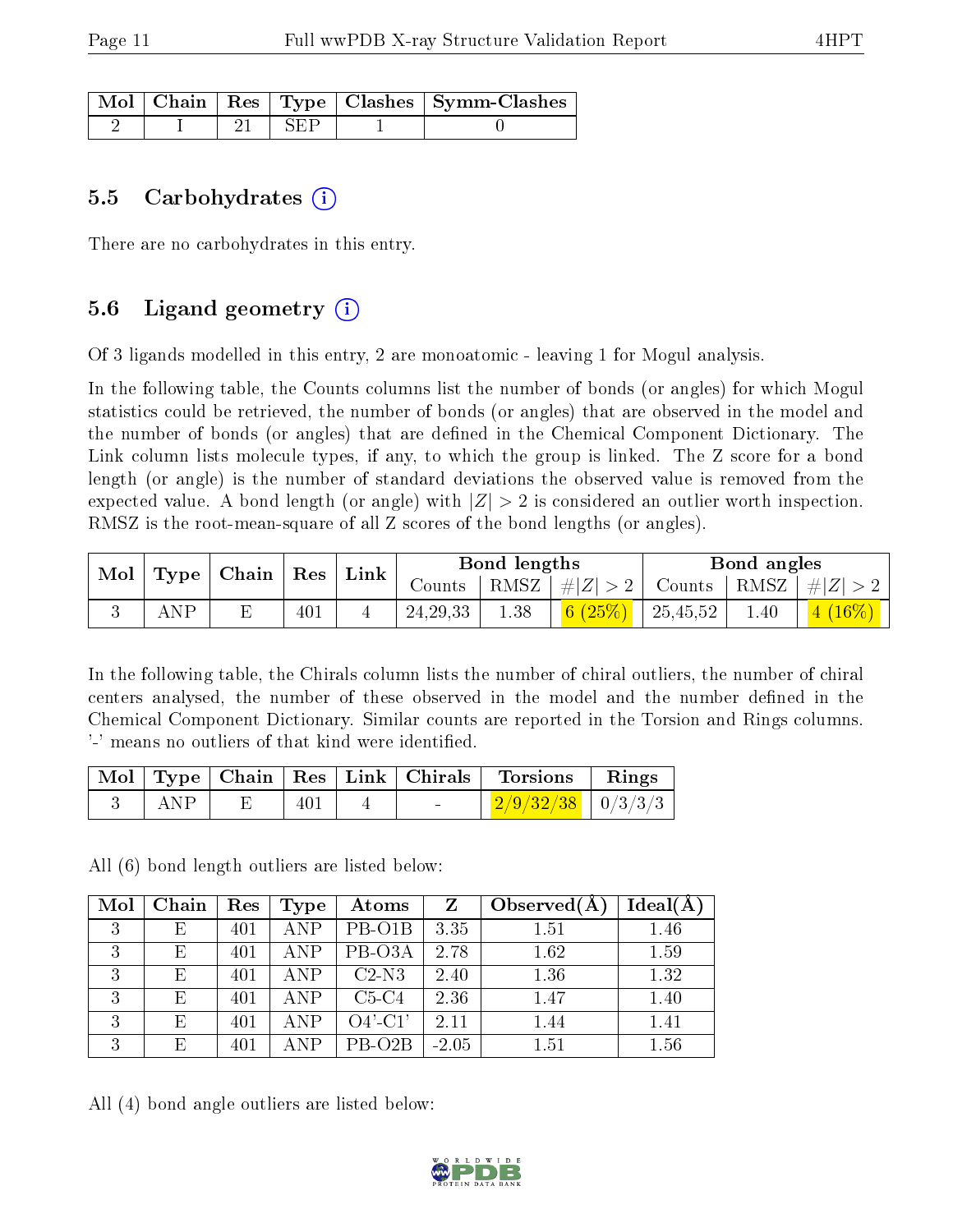| Mol | Chain | Res | Type | Clashes | Symm-Clashes |
|---|---|---|---|---|---|
| 2 | I | 21 | SEP | 1 | 0 |

### 5.5 Carbohydrates (i)

There are no carbohydrates in this entry.

### 5.6 Ligand geometry (i)

Of 3 ligands modelled in this entry, 2 are monoatomic - leaving 1 for Mogul analysis.

In the following table, the Counts columns list the number of bonds (or angles) for which Mogul statistics could be retrieved, the number of bonds (or angles) that are observed in the model and the number of bonds (or angles) that are defined in the Chemical Component Dictionary. The Link column lists molecule types, if any, to which the group is linked. The Z score for a bond length (or angle) is the number of standard deviations the observed value is removed from the expected value. A bond length (or angle) with $|Z| > 2$ is considered an outlier worth inspection. RMSZ is the root-mean-square of all Z scores of the bond lengths (or angles).

| Mol | Type | Chain | Res | Link | Bond lengths | | | Bond angles | | |
|---|---|---|---|---|---|---|---|---|---|---|
| | | | | | Counts | RMSZ | $\#\|Z\| > 2$ | Counts | RMSZ | $\#\|Z\| > 2$ |
| 3 | ANP | E | 401 | 4 | 24,29,33 | 1.38 | 6 (25%) | 25,45,52 | 1.40 | 4 (16%) |

In the following table, the Chirals column lists the number of chiral outliers, the number of chiral centers analysed, the number of these observed in the model and the number defined in the Chemical Component Dictionary. Similar counts are reported in the Torsion and Rings columns. '-' means no outliers of that kind were identified.

| Mol | Type | Chain | Res | Link | Chirals | Torsions | Rings |
|---|---|---|---|---|---|---|---|
| 3 | ANP | E | 401 | 4 | - | 2/9/32/38 | 0/3/3/3 |

All (6) bond length outliers are listed below:

| Mol | Chain | Res | Type | Atoms | Z | Observed(Å) | Ideal(Å) |
|---|---|---|---|---|---|---|---|
| 3 | E | 401 | ANP | PB-O1B | 3.35 | 1.51 | 1.46 |
| 3 | E | 401 | ANP | PB-O3A | 2.78 | 1.62 | 1.59 |
| 3 | E | 401 | ANP | C2-N3 | 2.40 | 1.36 | 1.32 |
| 3 | E | 401 | ANP | C5-C4 | 2.36 | 1.47 | 1.40 |
| 3 | E | 401 | ANP | O4'-C1' | 2.11 | 1.44 | 1.41 |
| 3 | E | 401 | ANP | PB-O2B | -2.05 | 1.51 | 1.56 |

All (4) bond angle outliers are listed below: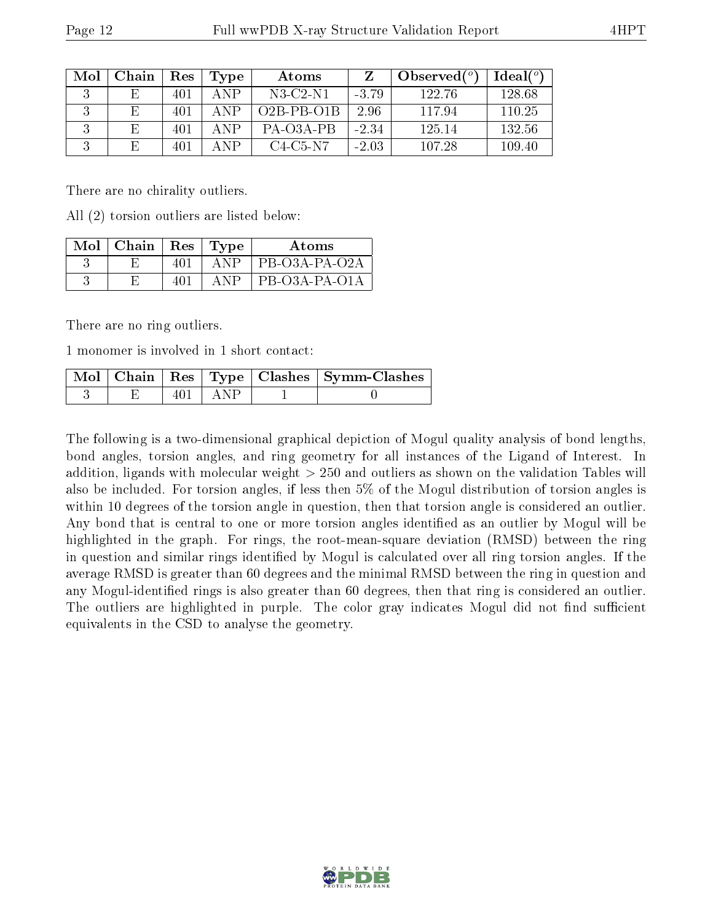| Mol | Chain | Res | Type | Atoms | Z | Observed(°) | Ideal(°) |
|---|---|---|---|---|---|---|---|
| 3 | E | 401 | ANP | N3-C2-N1 | -3.79 | 122.76 | 128.68 |
| 3 | E | 401 | ANP | O2B-PB-O1B | 2.96 | 117.94 | 110.25 |
| 3 | E | 401 | ANP | PA-O3A-PB | -2.34 | 125.14 | 132.56 |
| 3 | E | 401 | ANP | C4-C5-N7 | -2.03 | 107.28 | 109.40 |

There are no chirality outliers.

All (2) torsion outliers are listed below:

| Mol | Chain | Res | Type | Atoms |
|---|---|---|---|---|
| 3 | E | 401 | ANP | PB-O3A-PA-O2A |
| 3 | E | 401 | ANP | PB-O3A-PA-O1A |

There are no ring outliers.

1 monomer is involved in 1 short contact:

| Mol | Chain | Res | Type | Clashes | Symm-Clashes |
|---|---|---|---|---|---|
| 3 | E | 401 | ANP | 1 | 0 |

The following is a two-dimensional graphical depiction of Mogul quality analysis of bond lengths, bond angles, torsion angles, and ring geometry for all instances of the Ligand of Interest. In addition, ligands with molecular weight > 250 and outliers as shown on the validation Tables will also be included. For torsion angles, if less then 5% of the Mogul distribution of torsion angles is within 10 degrees of the torsion angle in question, then that torsion angle is considered an outlier. Any bond that is central to one or more torsion angles identified as an outlier by Mogul will be highlighted in the graph. For rings, the root-mean-square deviation (RMSD) between the ring in question and similar rings identified by Mogul is calculated over all ring torsion angles. If the average RMSD is greater than 60 degrees and the minimal RMSD between the ring in question and any Mogul-identified rings is also greater than 60 degrees, then that ring is considered an outlier. The outliers are highlighted in purple. The color gray indicates Mogul did not find sufficient equivalents in the CSD to analyse the geometry.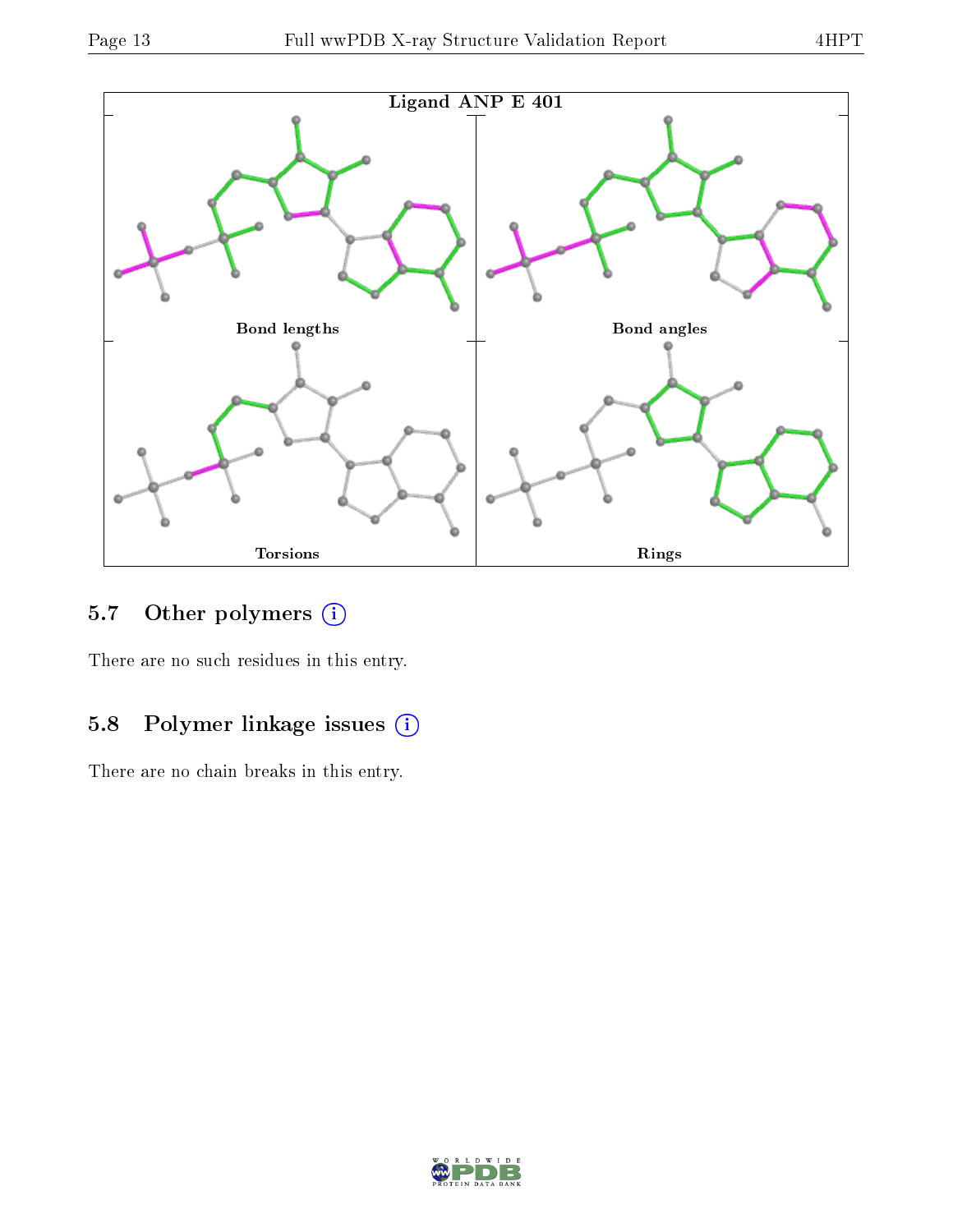Ligand ANP E 401

Bond lengths

Bond angles

Torsions

Rings

### 5.7 Other polymers (i)

There are no such residues in this entry.

### 5.8 Polymer linkage issues (i)

There are no chain breaks in this entry.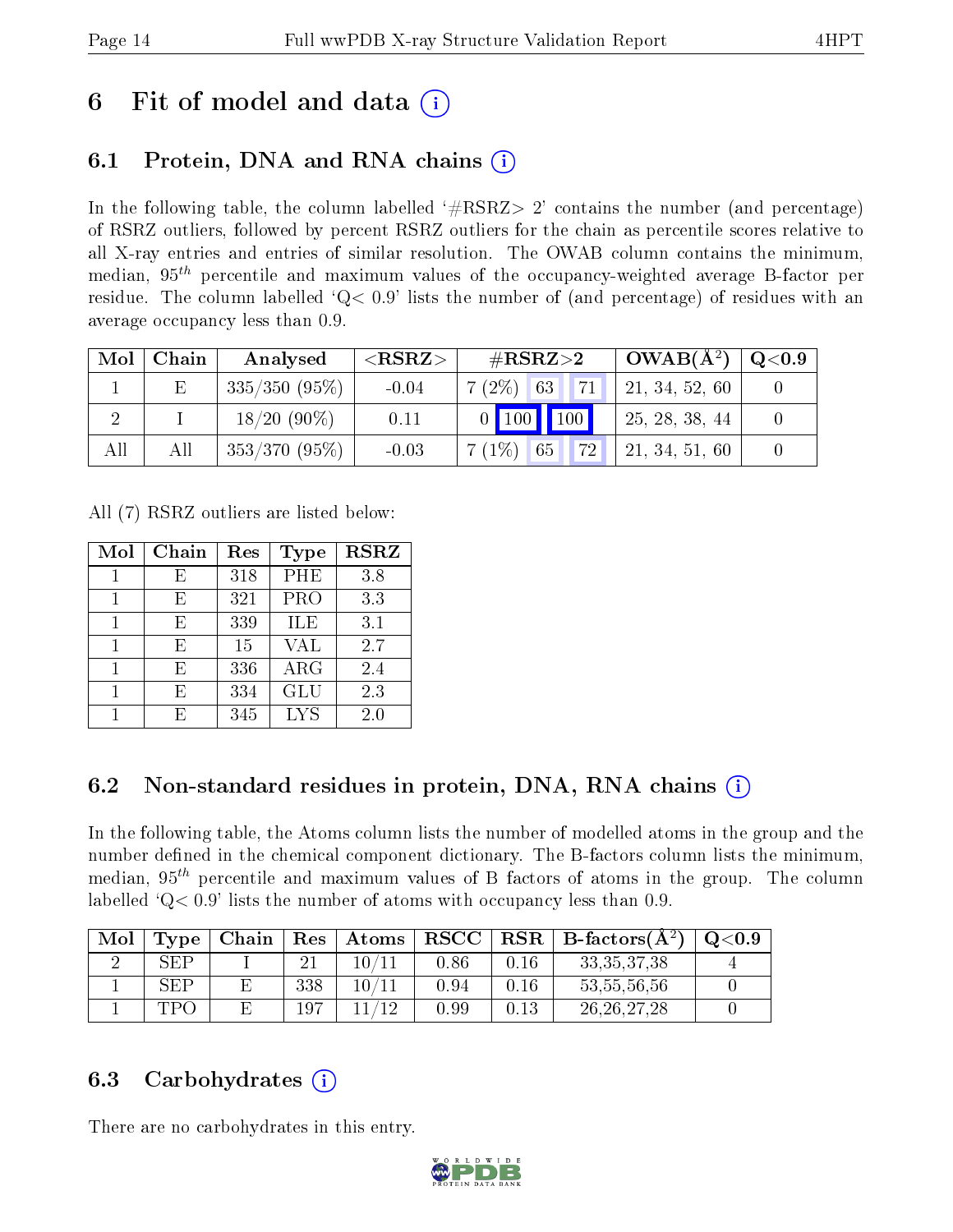# 6 Fit of model and data (i)

## 6.1 Protein, DNA and RNA chains (i)

In the following table, the column labelled '#RSRZ> 2' contains the number (and percentage) of RSRZ outliers, followed by percent RSRZ outliers for the chain as percentile scores relative to all X-ray entries and entries of similar resolution. The OWAB column contains the minimum, median, $95^{th}$ percentile and maximum values of the occupancy-weighted average B-factor per residue. The column labelled 'Q< 0.9' lists the number of (and percentage) of residues with an average occupancy less than 0.9.

| Mol | Chain | Analysed | <RSRZ> | #RSRZ>2 | | | OWAB(Å$^2$) | Q<0.9 |
|---|---|---|---|---|---|---|---|---|
| 1 | E | 335/350 (95%) | -0.04 | 7 (2%) | 63 | 71 | 21, 34, 52, 60 | 0 |
| 2 | I | 18/20 (90%) | 0.11 | 0 | 100 | 100 | 25, 28, 38, 44 | 0 |
| All | All | 353/370 (95%) | -0.03 | 7 (1%) | 65 | 72 | 21, 34, 51, 60 | 0 |

All (7) RSRZ outliers are listed below:

| Mol | Chain | Res | Type | RSRZ |
|---|---|---|---|---|
| 1 | E | 318 | PHE | 3.8 |
| 1 | E | 321 | PRO | 3.3 |
| 1 | E | 339 | ILE | 3.1 |
| 1 | E | 15 | VAL | 2.7 |
| 1 | E | 336 | ARG | 2.4 |
| 1 | E | 334 | GLU | 2.3 |
| 1 | E | 345 | LYS | 2.0 |

## 6.2 Non-standard residues in protein, DNA, RNA chains (i)

In the following table, the Atoms column lists the number of modelled atoms in the group and the number defined in the chemical component dictionary. The B-factors column lists the minimum, median, $95^{th}$ percentile and maximum values of B factors of atoms in the group. The column labelled 'Q< 0.9' lists the number of atoms with occupancy less than 0.9.

| Mol | Type | Chain | Res | Atoms | RSCC | RSR | B-factors(Å$^2$) | Q<0.9 |
|---|---|---|---|---|---|---|---|---|
| 2 | SEP | I | 21 | 10/11 | 0.86 | 0.16 | 33,35,37,38 | 4 |
| 1 | SEP | E | 338 | 10/11 | 0.94 | 0.16 | 53,55,56,56 | 0 |
| 1 | TPO | E | 197 | 11/12 | 0.99 | 0.13 | 26,26,27,28 | 0 |

## 6.3 Carbohydrates (i)

There are no carbohydrates in this entry.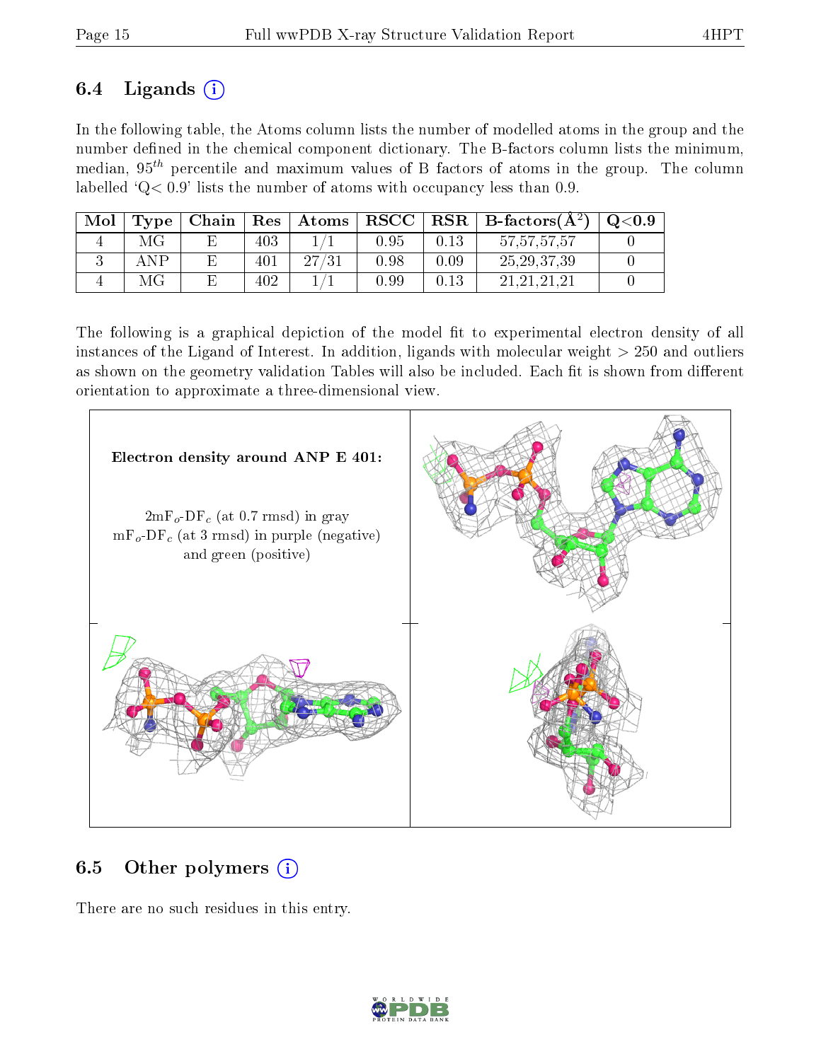## 6.4 Ligands

In the following table, the Atoms column lists the number of modelled atoms in the group and the number defined in the chemical component dictionary. The B-factors column lists the minimum, median, $95^{th}$ percentile and maximum values of B factors of atoms in the group. The column labelled 'Q< 0.9' lists the number of atoms with occupancy less than 0.9.

| Mol | Type | Chain | Res | Atoms | RSCC | RSR | B-factors($Å^2$) | Q<0.9 |
|---|---|---|---|---|---|---|---|---|
| 4 | MG | E | 403 | 1/1 | 0.95 | 0.13 | 57,57,57,57 | 0 |
| 3 | ANP | E | 401 | 27/31 | 0.98 | 0.09 | 25,29,37,39 | 0 |
| 4 | MG | E | 402 | 1/1 | 0.99 | 0.13 | 21,21,21,21 | 0 |

The following is a graphical depiction of the model fit to experimental electron density of all instances of the Ligand of Interest. In addition, ligands with molecular weight > 250 and outliers as shown on the geometry validation Tables will also be included. Each fit is shown from different orientation to approximate a three-dimensional view.

**Electron density around ANP E 401:**

$2mF_o$-$DF_c$ (at 0.7 rmsd) in gray
$mF_o$-$DF_c$ (at 3 rmsd) in purple (negative) and green (positive)

## 6.5 Other polymers

There are no such residues in this entry.